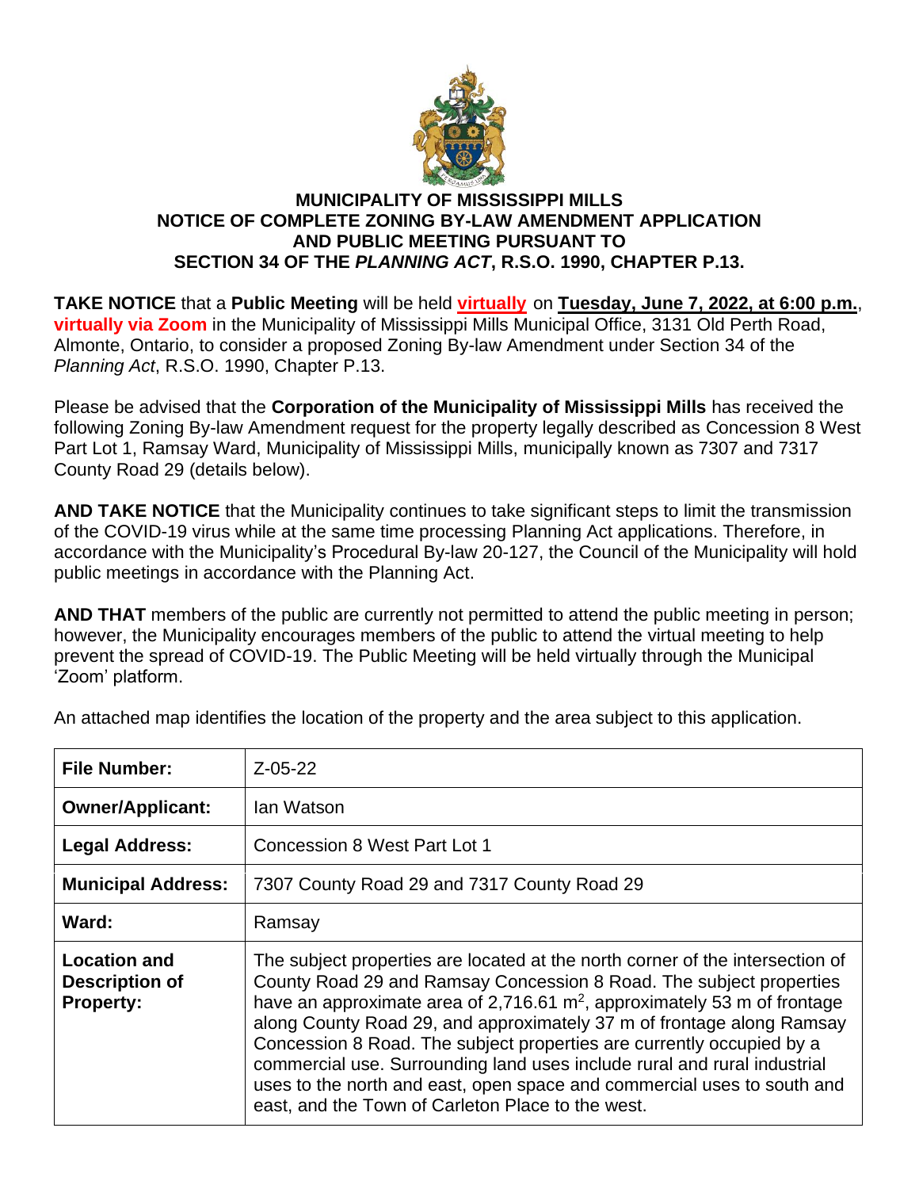# MUNICIPALITY OF MISSISSIPPI MILLS
## NOTICE OF COMPLETE ZONING BY-LAW AMENDMENT APPLICATION AND PUBLIC MEETING PURSUANT TO SECTION 34 OF THE *PLANNING ACT*, R.S.O. 1990, CHAPTER P.13.

**TAKE NOTICE** that a **Public Meeting** will be held **virtually** on **Tuesday, June 7, 2022, at 6:00 p.m.**, **virtually via Zoom** in the Municipality of Mississippi Mills Municipal Office, 3131 Old Perth Road, Almonte, Ontario, to consider a proposed Zoning By-law Amendment under Section 34 of the *Planning Act*, R.S.O. 1990, Chapter P.13.

Please be advised that the **Corporation of the Municipality of Mississippi Mills** has received the following Zoning By-law Amendment request for the property legally described as Concession 8 West Part Lot 1, Ramsay Ward, Municipality of Mississippi Mills, municipally known as 7307 and 7317 County Road 29 (details below).

**AND TAKE NOTICE** that the Municipality continues to take significant steps to limit the transmission of the COVID-19 virus while at the same time processing Planning Act applications. Therefore, in accordance with the Municipality's Procedural By-law 20-127, the Council of the Municipality will hold public meetings in accordance with the Planning Act.

**AND THAT** members of the public are currently not permitted to attend the public meeting in person; however, the Municipality encourages members of the public to attend the virtual meeting to help prevent the spread of COVID-19. The Public Meeting will be held virtually through the Municipal 'Zoom' platform.

An attached map identifies the location of the property and the area subject to this application.

| | |
|---|---|
| **File Number:** | Z-05-22 |
| **Owner/Applicant:** | Ian Watson |
| **Legal Address:** | Concession 8 West Part Lot 1 |
| **Municipal Address:** | 7307 County Road 29 and 7317 County Road 29 |
| **Ward:** | Ramsay |
| **Location and Description of Property:** | The subject properties are located at the north corner of the intersection of County Road 29 and Ramsay Concession 8 Road. The subject properties have an approximate area of 2,716.61 $m^2$, approximately 53 m of frontage along County Road 29, and approximately 37 m of frontage along Ramsay Concession 8 Road. The subject properties are currently occupied by a commercial use. Surrounding land uses include rural and rural industrial uses to the north and east, open space and commercial uses to south and east, and the Town of Carleton Place to the west. |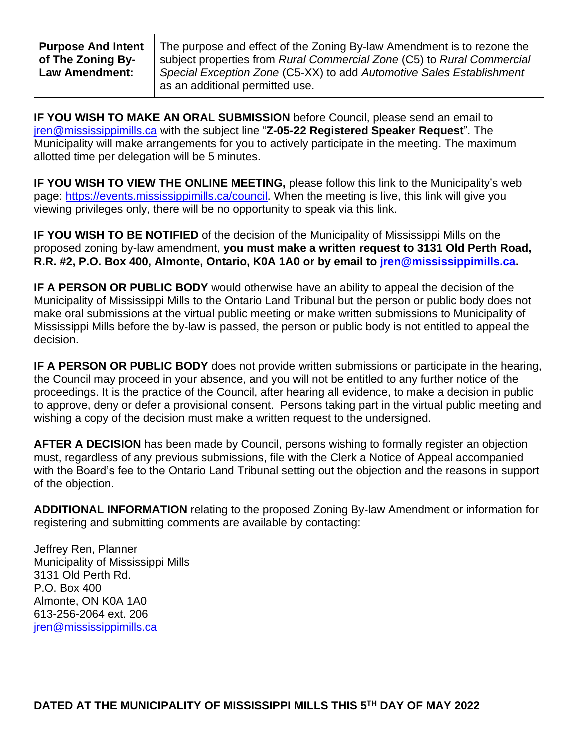| **Purpose And Intent of The Zoning By-Law Amendment:** | The purpose and effect of the Zoning By-law Amendment is to rezone the subject properties from *Rural Commercial Zone* (C5) to *Rural Commercial Special Exception Zone* (C5-XX) to add *Automotive Sales Establishment* as an additional permitted use. |
|---|---|

**IF YOU WISH TO MAKE AN ORAL SUBMISSION** before Council, please send an email to jren@mississippimills.ca with the subject line "**Z-05-22 Registered Speaker Request**". The Municipality will make arrangements for you to actively participate in the meeting. The maximum allotted time per delegation will be 5 minutes.

**IF YOU WISH TO VIEW THE ONLINE MEETING,** please follow this link to the Municipality's web page: https://events.mississippimills.ca/council. When the meeting is live, this link will give you viewing privileges only, there will be no opportunity to speak via this link.

**IF YOU WISH TO BE NOTIFIED** of the decision of the Municipality of Mississippi Mills on the proposed zoning by-law amendment, **you must make a written request to 3131 Old Perth Road, R.R. #2, P.O. Box 400, Almonte, Ontario, K0A 1A0 or by email to jren@mississippimills.ca.**

**IF A PERSON OR PUBLIC BODY** would otherwise have an ability to appeal the decision of the Municipality of Mississippi Mills to the Ontario Land Tribunal but the person or public body does not make oral submissions at the virtual public meeting or make written submissions to Municipality of Mississippi Mills before the by-law is passed, the person or public body is not entitled to appeal the decision.

**IF A PERSON OR PUBLIC BODY** does not provide written submissions or participate in the hearing, the Council may proceed in your absence, and you will not be entitled to any further notice of the proceedings. It is the practice of the Council, after hearing all evidence, to make a decision in public to approve, deny or defer a provisional consent. Persons taking part in the virtual public meeting and wishing a copy of the decision must make a written request to the undersigned.

**AFTER A DECISION** has been made by Council, persons wishing to formally register an objection must, regardless of any previous submissions, file with the Clerk a Notice of Appeal accompanied with the Board's fee to the Ontario Land Tribunal setting out the objection and the reasons in support of the objection.

**ADDITIONAL INFORMATION** relating to the proposed Zoning By-law Amendment or information for registering and submitting comments are available by contacting:

Jeffrey Ren, Planner
Municipality of Mississippi Mills
3131 Old Perth Rd.
P.O. Box 400
Almonte, ON K0A 1A0
613-256-2064 ext. 206
jren@mississippimills.ca

**DATED AT THE MUNICIPALITY OF MISSISSIPPI MILLS THIS 5TH DAY OF MAY 2022**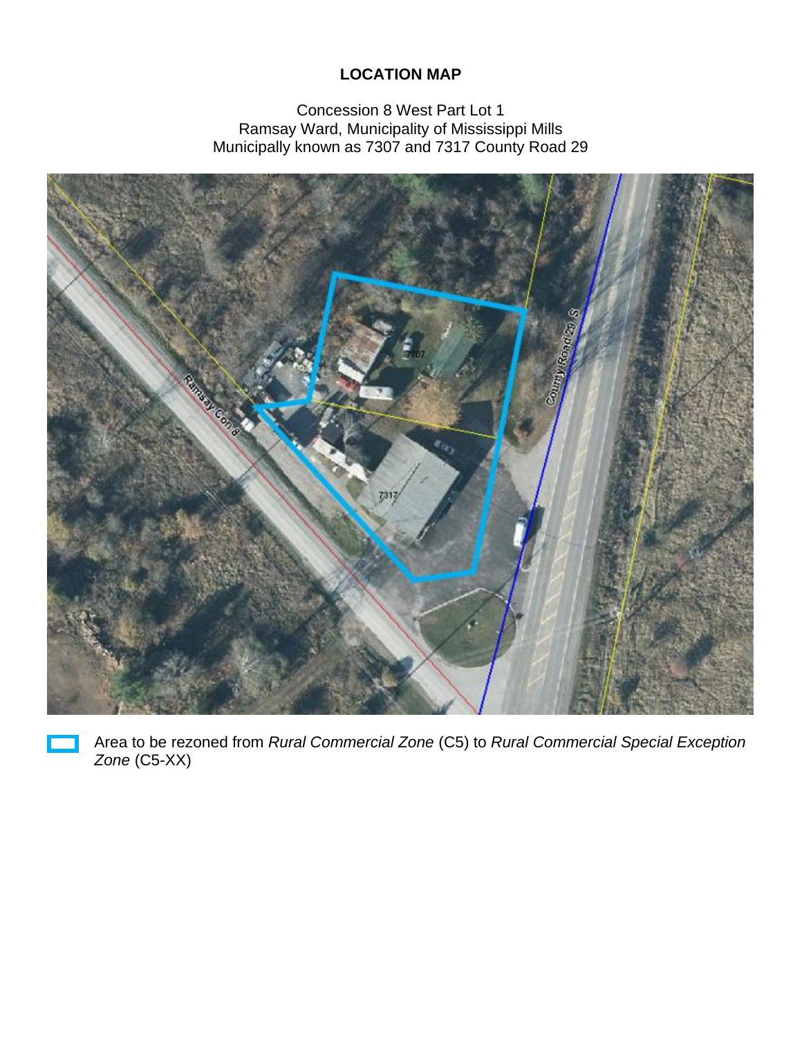# LOCATION MAP

Concession 8 West Part Lot 1
Ramsay Ward, Municipality of Mississippi Mills
Municipally known as 7307 and 7317 County Road 29

Ramsay Con 8

County Road 29 S

7307

7317

Area to be rezoned from *Rural Commercial Zone* (C5) to *Rural Commercial Special Exception Zone* (C5-XX)